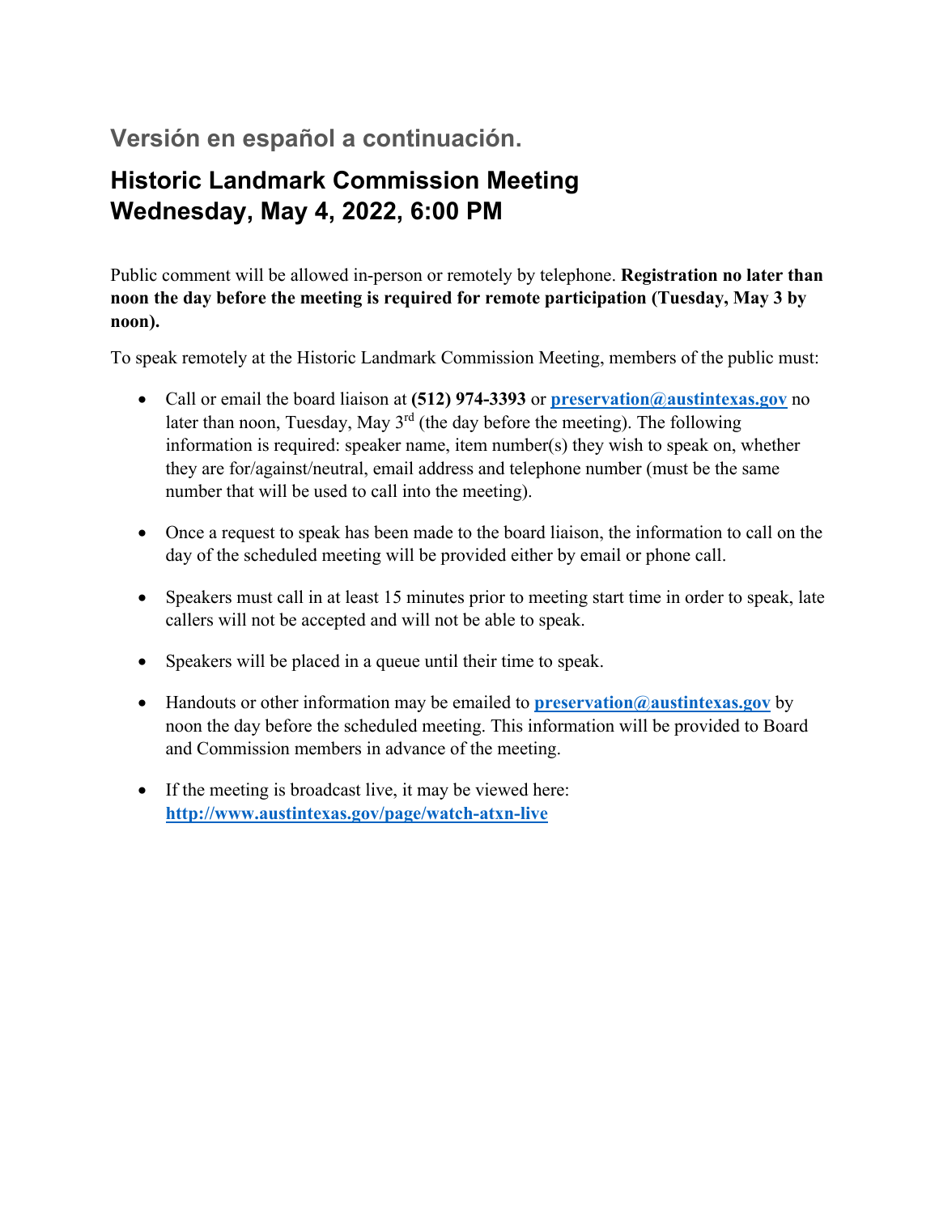## Versión en español a continuación.

# Historic Landmark Commission Meeting
# Wednesday, May 4, 2022, 6:00 PM

Public comment will be allowed in-person or remotely by telephone. **Registration no later than noon the day before the meeting is required for remote participation (Tuesday, May 3 by noon).**

To speak remotely at the Historic Landmark Commission Meeting, members of the public must:

- Call or email the board liaison at **(512) 974-3393** or **preservation@austintexas.gov** no later than noon, Tuesday, May 3rd (the day before the meeting). The following information is required: speaker name, item number(s) they wish to speak on, whether they are for/against/neutral, email address and telephone number (must be the same number that will be used to call into the meeting).

- Once a request to speak has been made to the board liaison, the information to call on the day of the scheduled meeting will be provided either by email or phone call.

- Speakers must call in at least 15 minutes prior to meeting start time in order to speak, late callers will not be accepted and will not be able to speak.

- Speakers will be placed in a queue until their time to speak.

- Handouts or other information may be emailed to **preservation@austintexas.gov** by noon the day before the scheduled meeting. This information will be provided to Board and Commission members in advance of the meeting.

- If the meeting is broadcast live, it may be viewed here: **http://www.austintexas.gov/page/watch-atxn-live**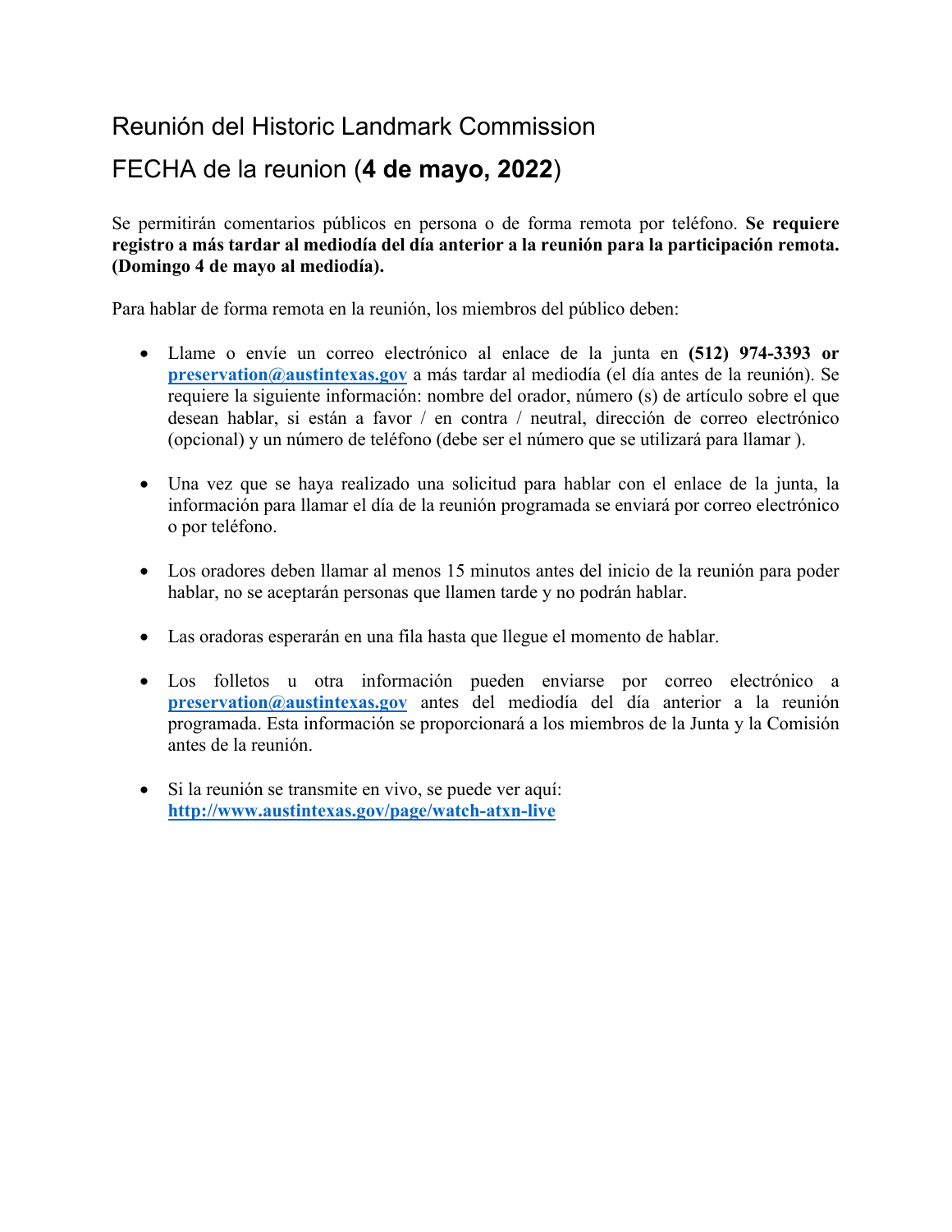# Reunión del Historic Landmark Commission

## FECHA de la reunion (**4 de mayo, 2022**)

Se permitirán comentarios públicos en persona o de forma remota por teléfono. **Se requiere registro a más tardar al mediodía del día anterior a la reunión para la participación remota. (Domingo 4 de mayo al mediodía).**

Para hablar de forma remota en la reunión, los miembros del público deben:

- Llame o envíe un correo electrónico al enlace de la junta en **(512) 974-3393 or** **preservation@austintexas.gov** a más tardar al mediodía (el día antes de la reunión). Se requiere la siguiente información: nombre del orador, número (s) de artículo sobre el que desean hablar, si están a favor / en contra / neutral, dirección de correo electrónico (opcional) y un número de teléfono (debe ser el número que se utilizará para llamar ).

- Una vez que se haya realizado una solicitud para hablar con el enlace de la junta, la información para llamar el día de la reunión programada se enviará por correo electrónico o por teléfono.

- Los oradores deben llamar al menos 15 minutos antes del inicio de la reunión para poder hablar, no se aceptarán personas que llamen tarde y no podrán hablar.

- Las oradoras esperarán en una fila hasta que llegue el momento de hablar.

- Los folletos u otra información pueden enviarse por correo electrónico a **preservation@austintexas.gov** antes del mediodía del día anterior a la reunión programada. Esta información se proporcionará a los miembros de la Junta y la Comisión antes de la reunión.

- Si la reunión se transmite en vivo, se puede ver aquí: **http://www.austintexas.gov/page/watch-atxn-live**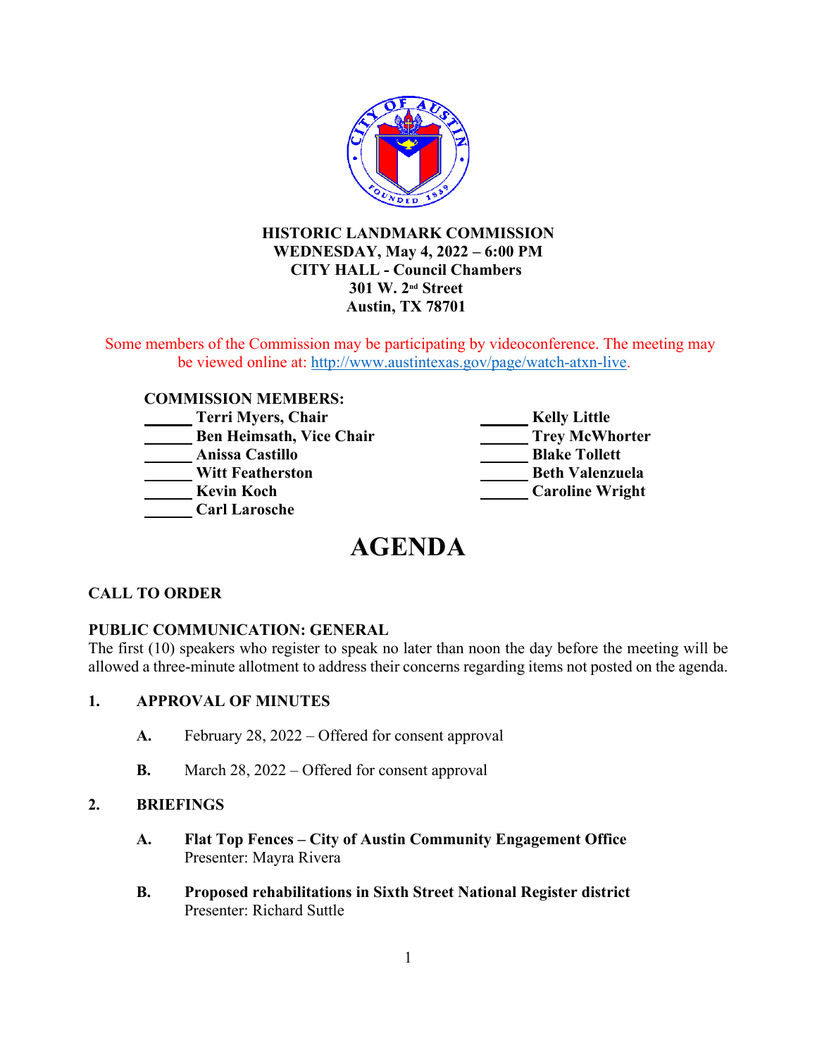**HISTORIC LANDMARK COMMISSION**
**WEDNESDAY, May 4, 2022 – 6:00 PM**
**CITY HALL - Council Chambers**
**301 W. 2nd Street**
**Austin, TX 78701**

Some members of the Commission may be participating by videoconference. The meeting may be viewed online at: http://www.austintexas.gov/page/watch-atxn-live.

**COMMISSION MEMBERS:**

______ **Terri Myers, Chair**
______ **Ben Heimsath, Vice Chair**
______ **Anissa Castillo**
______ **Witt Featherston**
______ **Kevin Koch**
______ **Carl Larosche**
______ **Kelly Little**
______ **Trey McWhorter**
______ **Blake Tollett**
______ **Beth Valenzuela**
______ **Caroline Wright**

# AGENDA

**CALL TO ORDER**

**PUBLIC COMMUNICATION: GENERAL**
The first (10) speakers who register to speak no later than noon the day before the meeting will be allowed a three-minute allotment to address their concerns regarding items not posted on the agenda.

**1. APPROVAL OF MINUTES**

**A.** February 28, 2022 – Offered for consent approval

**B.** March 28, 2022 – Offered for consent approval

**2. BRIEFINGS**

**A. Flat Top Fences – City of Austin Community Engagement Office**
Presenter: Mayra Rivera

**B. Proposed rehabilitations in Sixth Street National Register district**
Presenter: Richard Suttle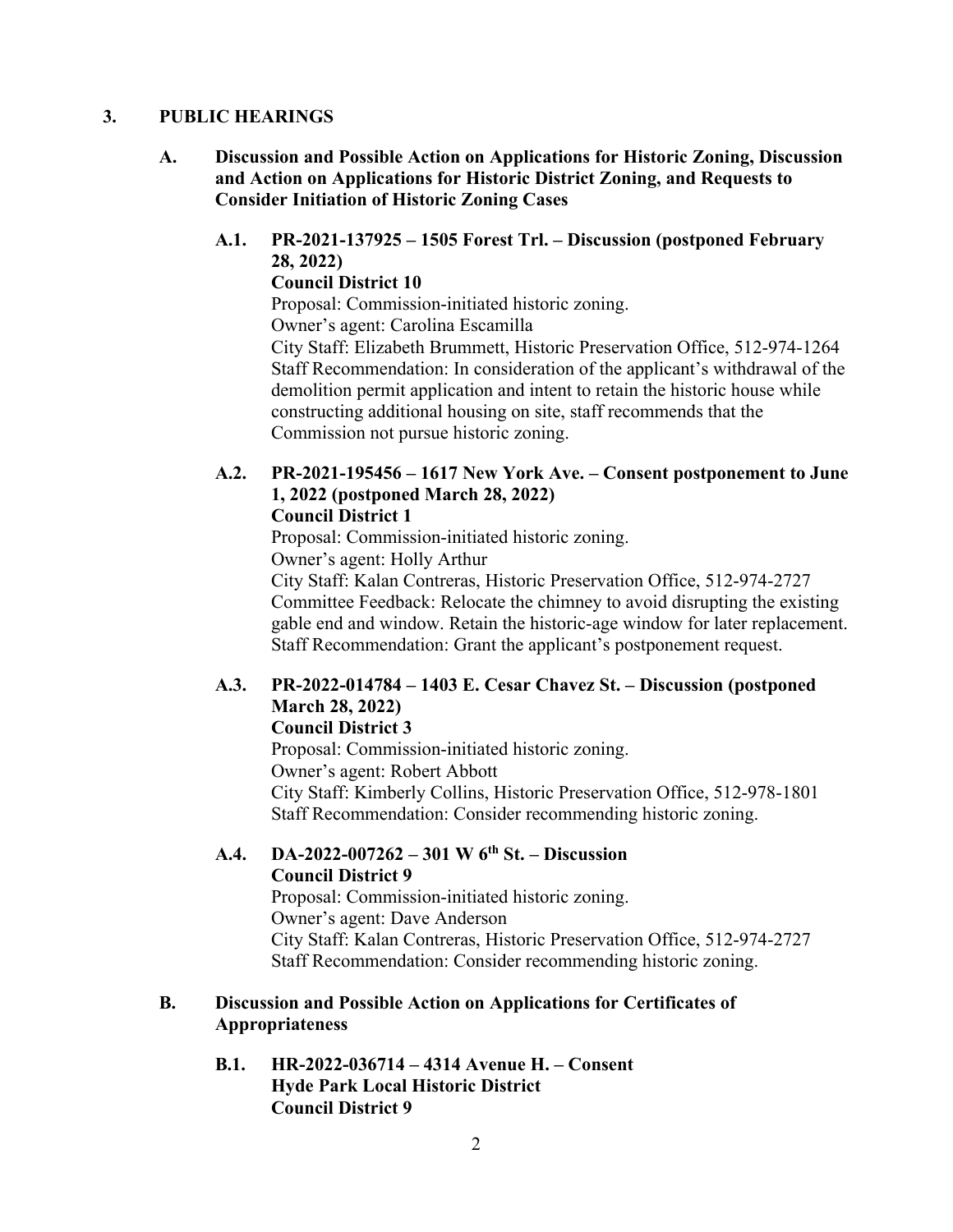## 3. PUBLIC HEARINGS

### A. Discussion and Possible Action on Applications for Historic Zoning, Discussion and Action on Applications for Historic District Zoning, and Requests to Consider Initiation of Historic Zoning Cases

**A.1. PR-2021-137925 – 1505 Forest Trl. – Discussion (postponed February 28, 2022)**
**Council District 10**
Proposal: Commission-initiated historic zoning.
Owner's agent: Carolina Escamilla
City Staff: Elizabeth Brummett, Historic Preservation Office, 512-974-1264
Staff Recommendation: In consideration of the applicant's withdrawal of the demolition permit application and intent to retain the historic house while constructing additional housing on site, staff recommends that the Commission not pursue historic zoning.

**A.2. PR-2021-195456 – 1617 New York Ave. – Consent postponement to June 1, 2022 (postponed March 28, 2022)**
**Council District 1**
Proposal: Commission-initiated historic zoning.
Owner's agent: Holly Arthur
City Staff: Kalan Contreras, Historic Preservation Office, 512-974-2727
Committee Feedback: Relocate the chimney to avoid disrupting the existing gable end and window. Retain the historic-age window for later replacement.
Staff Recommendation: Grant the applicant's postponement request.

**A.3. PR-2022-014784 – 1403 E. Cesar Chavez St. – Discussion (postponed March 28, 2022)**
**Council District 3**
Proposal: Commission-initiated historic zoning.
Owner's agent: Robert Abbott
City Staff: Kimberly Collins, Historic Preservation Office, 512-978-1801
Staff Recommendation: Consider recommending historic zoning.

**A.4. DA-2022-007262 – 301 W 6th St. – Discussion**
**Council District 9**
Proposal: Commission-initiated historic zoning.
Owner's agent: Dave Anderson
City Staff: Kalan Contreras, Historic Preservation Office, 512-974-2727
Staff Recommendation: Consider recommending historic zoning.

### B. Discussion and Possible Action on Applications for Certificates of Appropriateness

**B.1. HR-2022-036714 – 4314 Avenue H. – Consent**
**Hyde Park Local Historic District**
**Council District 9**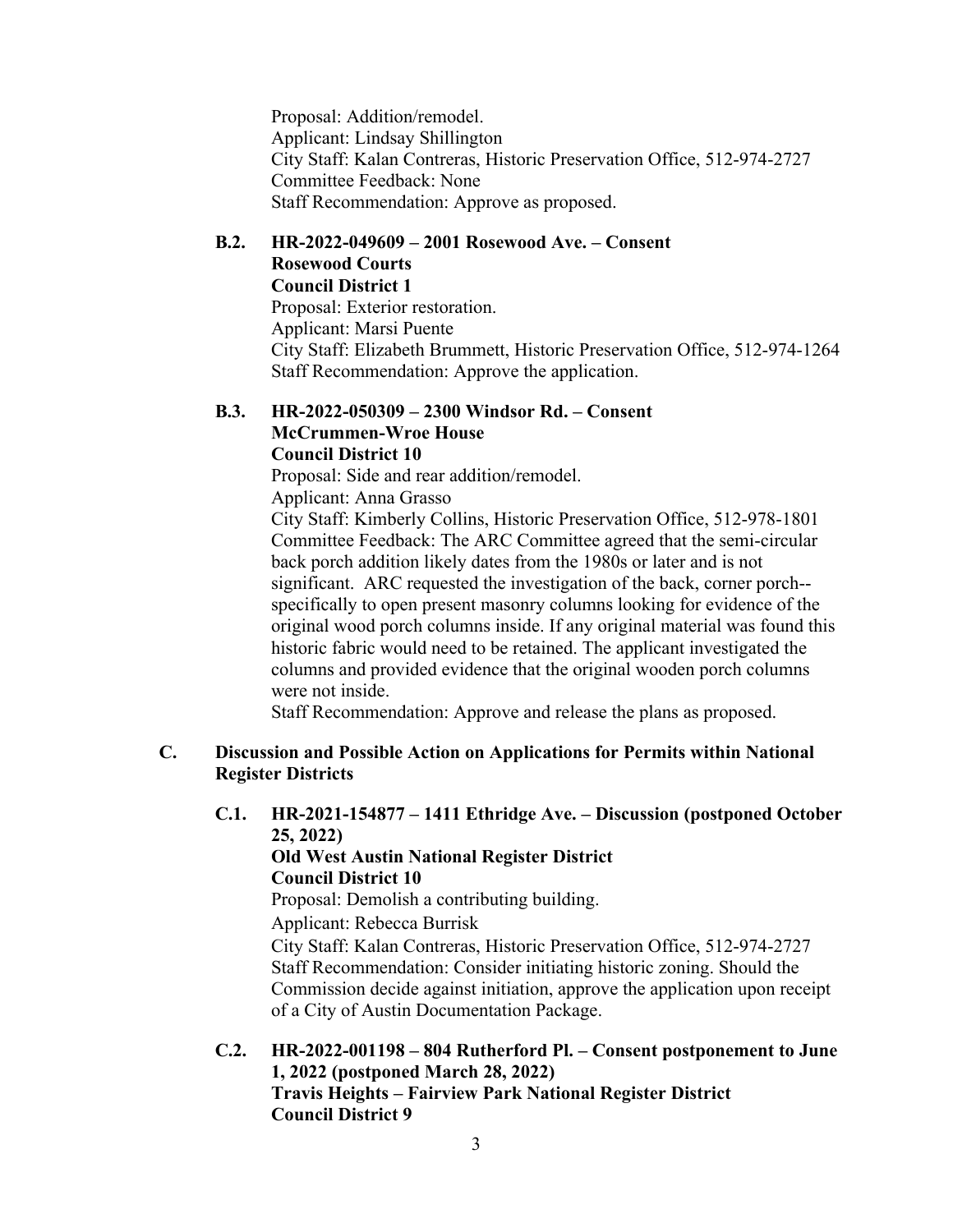Proposal: Addition/remodel.
Applicant: Lindsay Shillington
City Staff: Kalan Contreras, Historic Preservation Office, 512-974-2727
Committee Feedback: None
Staff Recommendation: Approve as proposed.

**B.2. HR-2022-049609 – 2001 Rosewood Ave. – Consent**
**Rosewood Courts**
**Council District 1**

Proposal: Exterior restoration.
Applicant: Marsi Puente
City Staff: Elizabeth Brummett, Historic Preservation Office, 512-974-1264
Staff Recommendation: Approve the application.

**B.3. HR-2022-050309 – 2300 Windsor Rd. – Consent**
**McCrummen-Wroe House**
**Council District 10**

Proposal: Side and rear addition/remodel.
Applicant: Anna Grasso
City Staff: Kimberly Collins, Historic Preservation Office, 512-978-1801
Committee Feedback: The ARC Committee agreed that the semi-circular back porch addition likely dates from the 1980s or later and is not significant. ARC requested the investigation of the back, corner porch--specifically to open present masonry columns looking for evidence of the original wood porch columns inside. If any original material was found this historic fabric would need to be retained. The applicant investigated the columns and provided evidence that the original wooden porch columns were not inside.
Staff Recommendation: Approve and release the plans as proposed.

## C. Discussion and Possible Action on Applications for Permits within National Register Districts

**C.1. HR-2021-154877 – 1411 Ethridge Ave. – Discussion (postponed October 25, 2022)**
**Old West Austin National Register District**
**Council District 10**

Proposal: Demolish a contributing building.
Applicant: Rebecca Burrisk
City Staff: Kalan Contreras, Historic Preservation Office, 512-974-2727
Staff Recommendation: Consider initiating historic zoning. Should the Commission decide against initiation, approve the application upon receipt of a City of Austin Documentation Package.

**C.2. HR-2022-001198 – 804 Rutherford Pl. – Consent postponement to June 1, 2022 (postponed March 28, 2022)**
**Travis Heights – Fairview Park National Register District**
**Council District 9**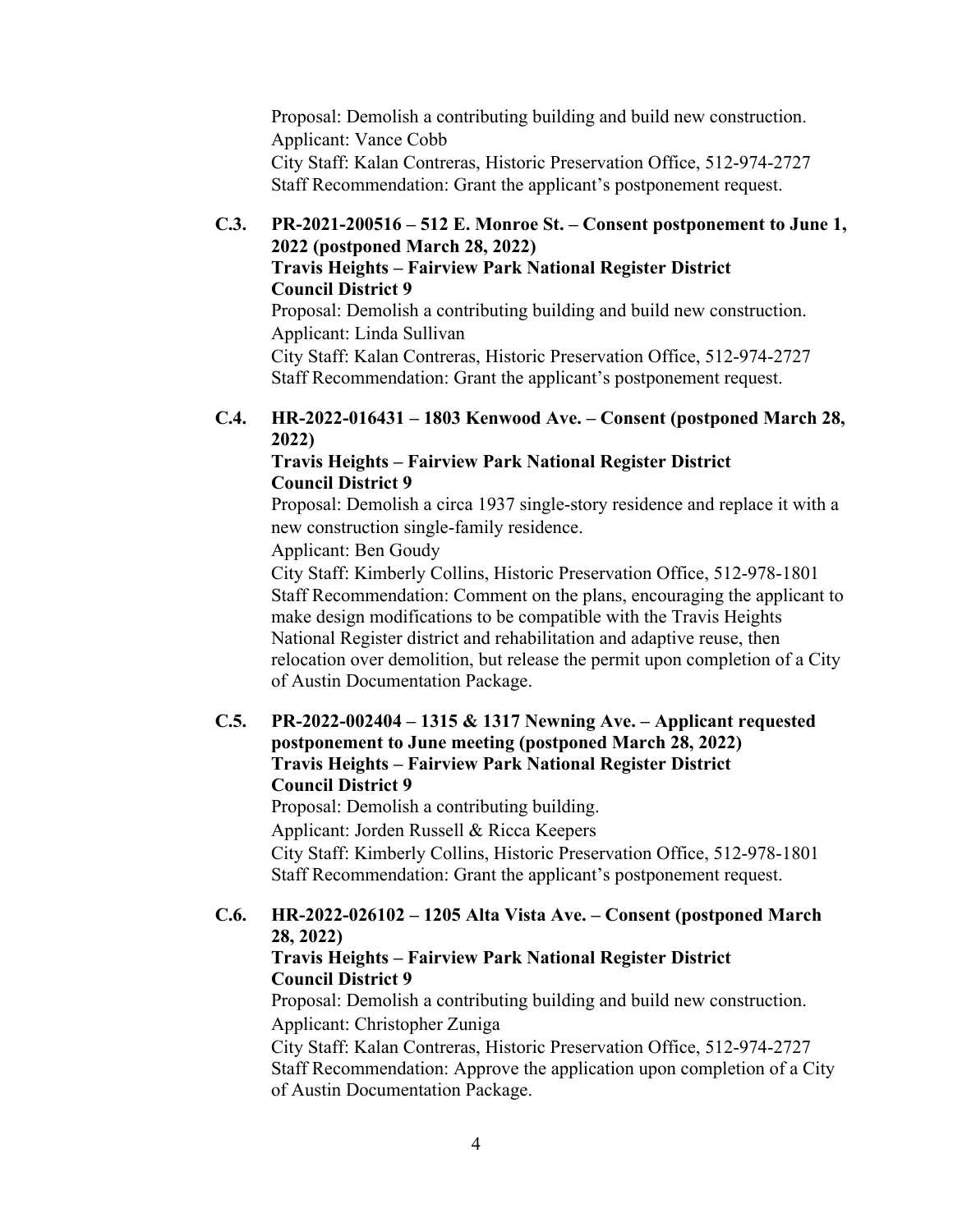Proposal: Demolish a contributing building and build new construction.
Applicant: Vance Cobb
City Staff: Kalan Contreras, Historic Preservation Office, 512-974-2727
Staff Recommendation: Grant the applicant's postponement request.

**C.3. PR-2021-200516 – 512 E. Monroe St. – Consent postponement to June 1, 2022 (postponed March 28, 2022)**
**Travis Heights – Fairview Park National Register District**
**Council District 9**

Proposal: Demolish a contributing building and build new construction.
Applicant: Linda Sullivan
City Staff: Kalan Contreras, Historic Preservation Office, 512-974-2727
Staff Recommendation: Grant the applicant's postponement request.

**C.4. HR-2022-016431 – 1803 Kenwood Ave. – Consent (postponed March 28, 2022)**
**Travis Heights – Fairview Park National Register District**
**Council District 9**

Proposal: Demolish a circa 1937 single-story residence and replace it with a new construction single-family residence.
Applicant: Ben Goudy
City Staff: Kimberly Collins, Historic Preservation Office, 512-978-1801
Staff Recommendation: Comment on the plans, encouraging the applicant to make design modifications to be compatible with the Travis Heights National Register district and rehabilitation and adaptive reuse, then relocation over demolition, but release the permit upon completion of a City of Austin Documentation Package.

**C.5. PR-2022-002404 – 1315 & 1317 Newning Ave. – Applicant requested postponement to June meeting (postponed March 28, 2022)**
**Travis Heights – Fairview Park National Register District**
**Council District 9**

Proposal: Demolish a contributing building.
Applicant: Jorden Russell & Ricca Keepers
City Staff: Kimberly Collins, Historic Preservation Office, 512-978-1801
Staff Recommendation: Grant the applicant's postponement request.

**C.6. HR-2022-026102 – 1205 Alta Vista Ave. – Consent (postponed March 28, 2022)**
**Travis Heights – Fairview Park National Register District**
**Council District 9**

Proposal: Demolish a contributing building and build new construction.
Applicant: Christopher Zuniga
City Staff: Kalan Contreras, Historic Preservation Office, 512-974-2727
Staff Recommendation: Approve the application upon completion of a City of Austin Documentation Package.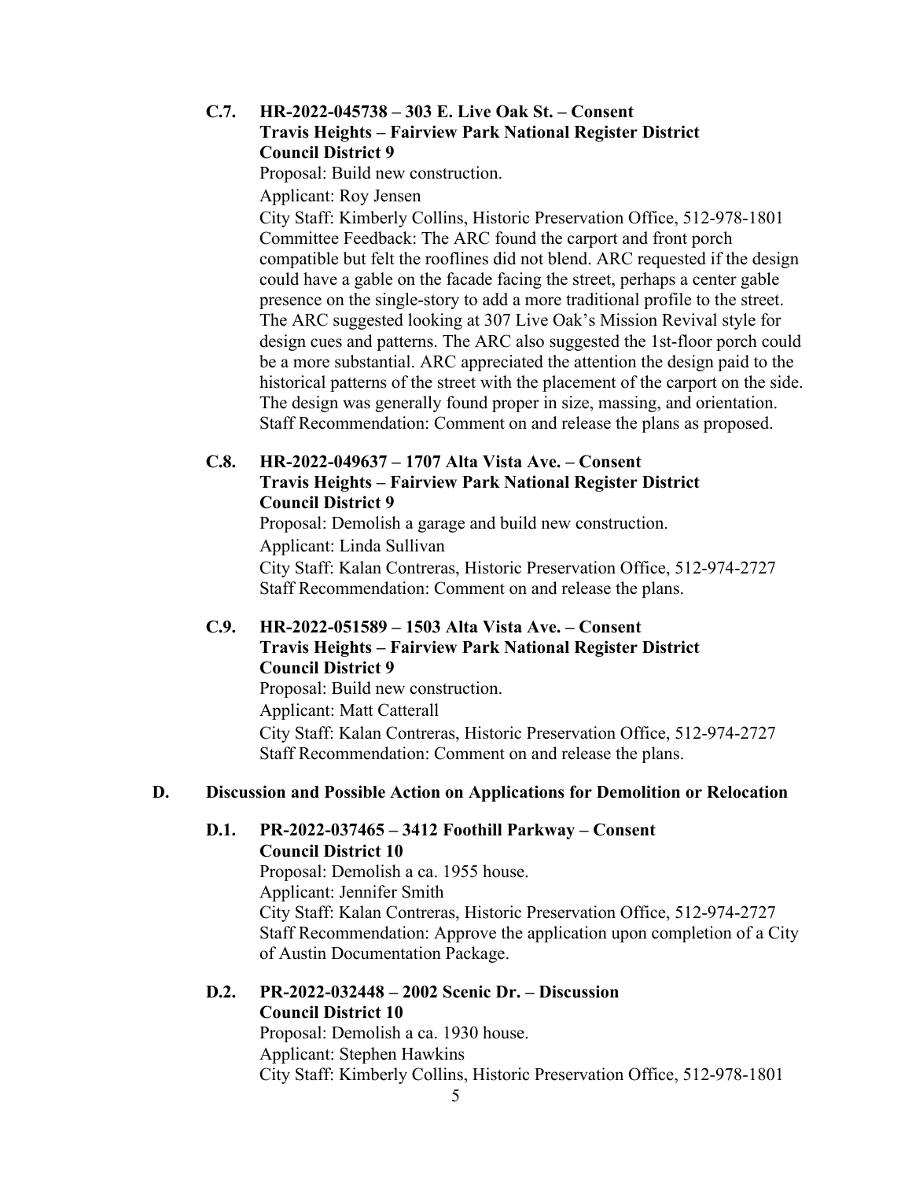**C.7. HR-2022-045738 – 303 E. Live Oak St. – Consent**
**Travis Heights – Fairview Park National Register District**
**Council District 9**

Proposal: Build new construction.

Applicant: Roy Jensen

City Staff: Kimberly Collins, Historic Preservation Office, 512-978-1801

Committee Feedback: The ARC found the carport and front porch compatible but felt the rooflines did not blend. ARC requested if the design could have a gable on the facade facing the street, perhaps a center gable presence on the single-story to add a more traditional profile to the street. The ARC suggested looking at 307 Live Oak's Mission Revival style for design cues and patterns. The ARC also suggested the 1st-floor porch could be a more substantial. ARC appreciated the attention the design paid to the historical patterns of the street with the placement of the carport on the side. The design was generally found proper in size, massing, and orientation.

Staff Recommendation: Comment on and release the plans as proposed.

**C.8. HR-2022-049637 – 1707 Alta Vista Ave. – Consent**
**Travis Heights – Fairview Park National Register District**
**Council District 9**

Proposal: Demolish a garage and build new construction.

Applicant: Linda Sullivan

City Staff: Kalan Contreras, Historic Preservation Office, 512-974-2727

Staff Recommendation: Comment on and release the plans.

**C.9. HR-2022-051589 – 1503 Alta Vista Ave. – Consent**
**Travis Heights – Fairview Park National Register District**
**Council District 9**

Proposal: Build new construction.

Applicant: Matt Catterall

City Staff: Kalan Contreras, Historic Preservation Office, 512-974-2727

Staff Recommendation: Comment on and release the plans.

## D. Discussion and Possible Action on Applications for Demolition or Relocation

**D.1. PR-2022-037465 – 3412 Foothill Parkway – Consent**
**Council District 10**

Proposal: Demolish a ca. 1955 house.

Applicant: Jennifer Smith

City Staff: Kalan Contreras, Historic Preservation Office, 512-974-2727

Staff Recommendation: Approve the application upon completion of a City of Austin Documentation Package.

**D.2. PR-2022-032448 – 2002 Scenic Dr. – Discussion**
**Council District 10**

Proposal: Demolish a ca. 1930 house.

Applicant: Stephen Hawkins

City Staff: Kimberly Collins, Historic Preservation Office, 512-978-1801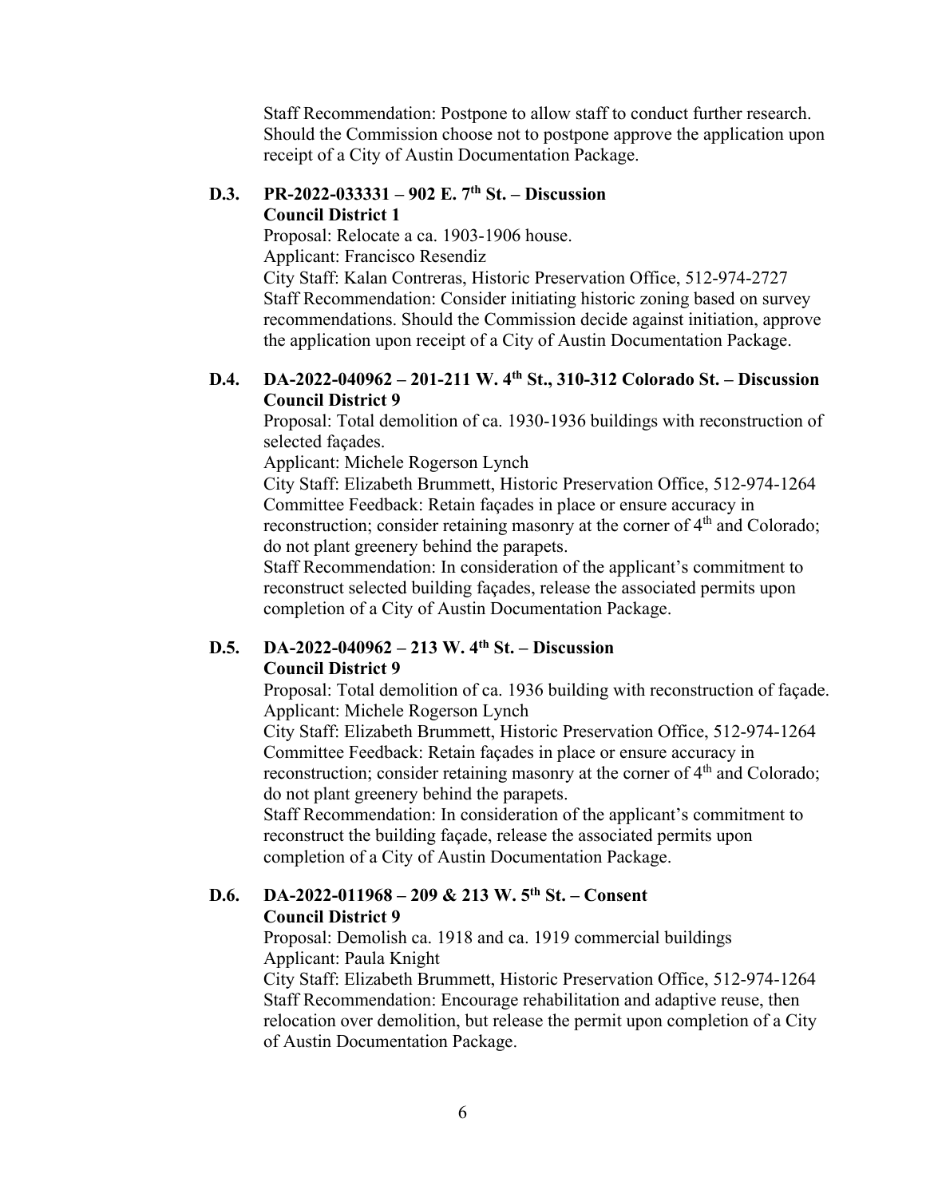Staff Recommendation: Postpone to allow staff to conduct further research. Should the Commission choose not to postpone approve the application upon receipt of a City of Austin Documentation Package.

**D.3. PR-2022-033331 – 902 E. 7th St. – Discussion**
**Council District 1**

Proposal: Relocate a ca. 1903-1906 house.
Applicant: Francisco Resendiz
City Staff: Kalan Contreras, Historic Preservation Office, 512-974-2727
Staff Recommendation: Consider initiating historic zoning based on survey recommendations. Should the Commission decide against initiation, approve the application upon receipt of a City of Austin Documentation Package.

**D.4. DA-2022-040962 – 201-211 W. 4th St., 310-312 Colorado St. – Discussion**
**Council District 9**

Proposal: Total demolition of ca. 1930-1936 buildings with reconstruction of selected façades.
Applicant: Michele Rogerson Lynch
City Staff: Elizabeth Brummett, Historic Preservation Office, 512-974-1264
Committee Feedback: Retain façades in place or ensure accuracy in reconstruction; consider retaining masonry at the corner of 4th and Colorado; do not plant greenery behind the parapets.
Staff Recommendation: In consideration of the applicant's commitment to reconstruct selected building façades, release the associated permits upon completion of a City of Austin Documentation Package.

**D.5. DA-2022-040962 – 213 W. 4th St. – Discussion**
**Council District 9**

Proposal: Total demolition of ca. 1936 building with reconstruction of façade.
Applicant: Michele Rogerson Lynch
City Staff: Elizabeth Brummett, Historic Preservation Office, 512-974-1264
Committee Feedback: Retain façades in place or ensure accuracy in reconstruction; consider retaining masonry at the corner of 4th and Colorado; do not plant greenery behind the parapets.
Staff Recommendation: In consideration of the applicant's commitment to reconstruct the building façade, release the associated permits upon completion of a City of Austin Documentation Package.

**D.6. DA-2022-011968 – 209 & 213 W. 5th St. – Consent**
**Council District 9**

Proposal: Demolish ca. 1918 and ca. 1919 commercial buildings
Applicant: Paula Knight
City Staff: Elizabeth Brummett, Historic Preservation Office, 512-974-1264
Staff Recommendation: Encourage rehabilitation and adaptive reuse, then relocation over demolition, but release the permit upon completion of a City of Austin Documentation Package.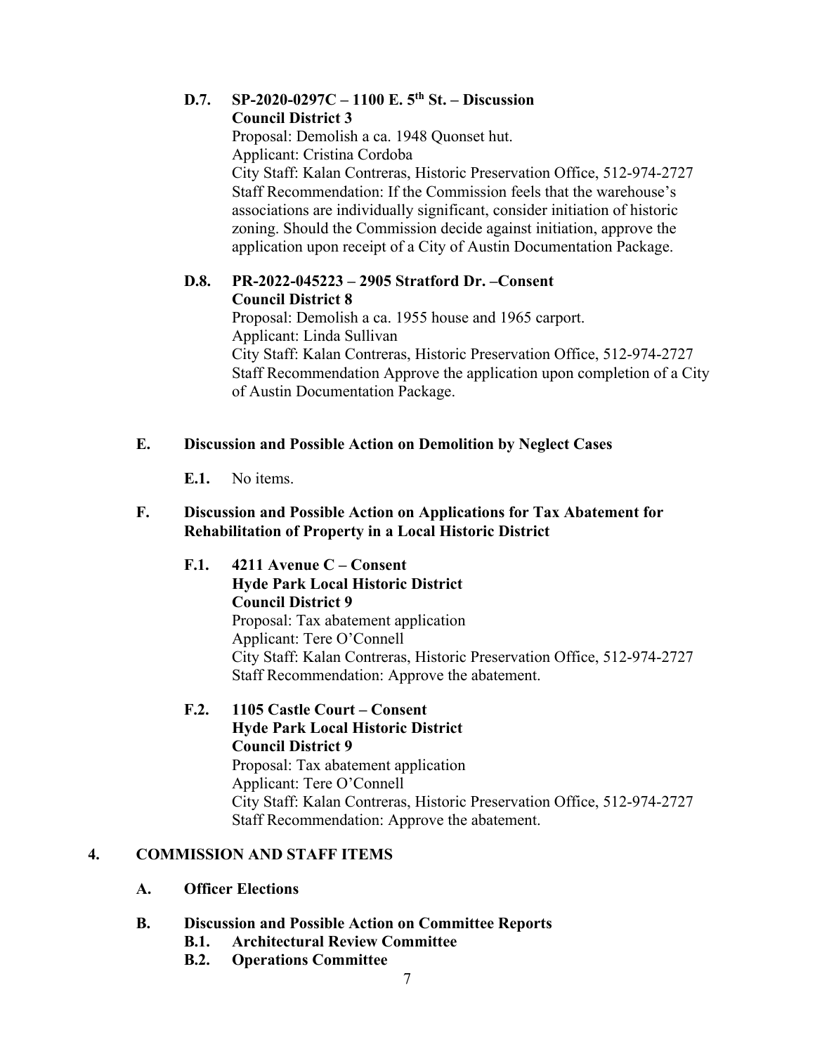**D.7. SP-2020-0297C – 1100 E. 5th St. – Discussion**
**Council District 3**
Proposal: Demolish a ca. 1948 Quonset hut.
Applicant: Cristina Cordoba
City Staff: Kalan Contreras, Historic Preservation Office, 512-974-2727
Staff Recommendation: If the Commission feels that the warehouse's associations are individually significant, consider initiation of historic zoning. Should the Commission decide against initiation, approve the application upon receipt of a City of Austin Documentation Package.

**D.8. PR-2022-045223 – 2905 Stratford Dr. –Consent**
**Council District 8**
Proposal: Demolish a ca. 1955 house and 1965 carport.
Applicant: Linda Sullivan
City Staff: Kalan Contreras, Historic Preservation Office, 512-974-2727
Staff Recommendation Approve the application upon completion of a City of Austin Documentation Package.

**E. Discussion and Possible Action on Demolition by Neglect Cases**

**E.1.** No items.

**F. Discussion and Possible Action on Applications for Tax Abatement for Rehabilitation of Property in a Local Historic District**

**F.1. 4211 Avenue C – Consent**
**Hyde Park Local Historic District**
**Council District 9**
Proposal: Tax abatement application
Applicant: Tere O'Connell
City Staff: Kalan Contreras, Historic Preservation Office, 512-974-2727
Staff Recommendation: Approve the abatement.

**F.2. 1105 Castle Court – Consent**
**Hyde Park Local Historic District**
**Council District 9**
Proposal: Tax abatement application
Applicant: Tere O'Connell
City Staff: Kalan Contreras, Historic Preservation Office, 512-974-2727
Staff Recommendation: Approve the abatement.

## 4. COMMISSION AND STAFF ITEMS

**A. Officer Elections**

**B. Discussion and Possible Action on Committee Reports**

**B.1. Architectural Review Committee**

**B.2. Operations Committee**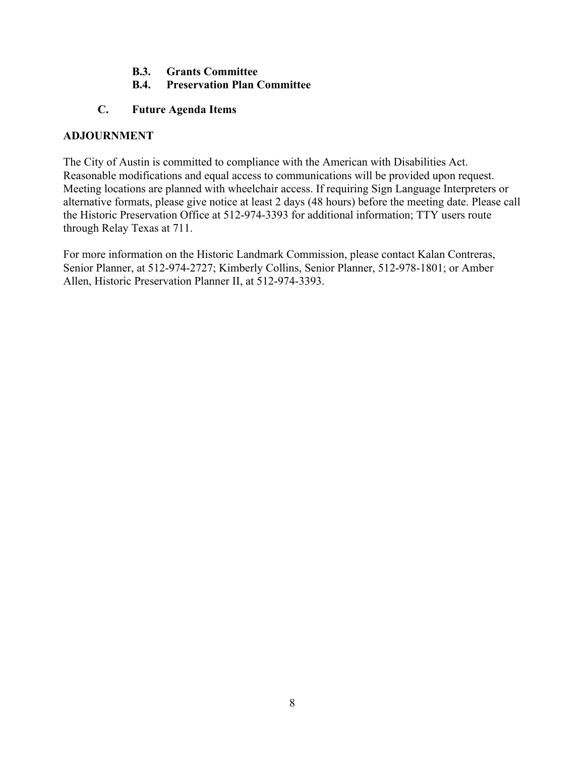**B.3. Grants Committee**

**B.4. Preservation Plan Committee**

**C. Future Agenda Items**

**ADJOURNMENT**

The City of Austin is committed to compliance with the American with Disabilities Act. Reasonable modifications and equal access to communications will be provided upon request. Meeting locations are planned with wheelchair access. If requiring Sign Language Interpreters or alternative formats, please give notice at least 2 days (48 hours) before the meeting date. Please call the Historic Preservation Office at 512-974-3393 for additional information; TTY users route through Relay Texas at 711.

For more information on the Historic Landmark Commission, please contact Kalan Contreras, Senior Planner, at 512-974-2727; Kimberly Collins, Senior Planner, 512-978-1801; or Amber Allen, Historic Preservation Planner II, at 512-974-3393.